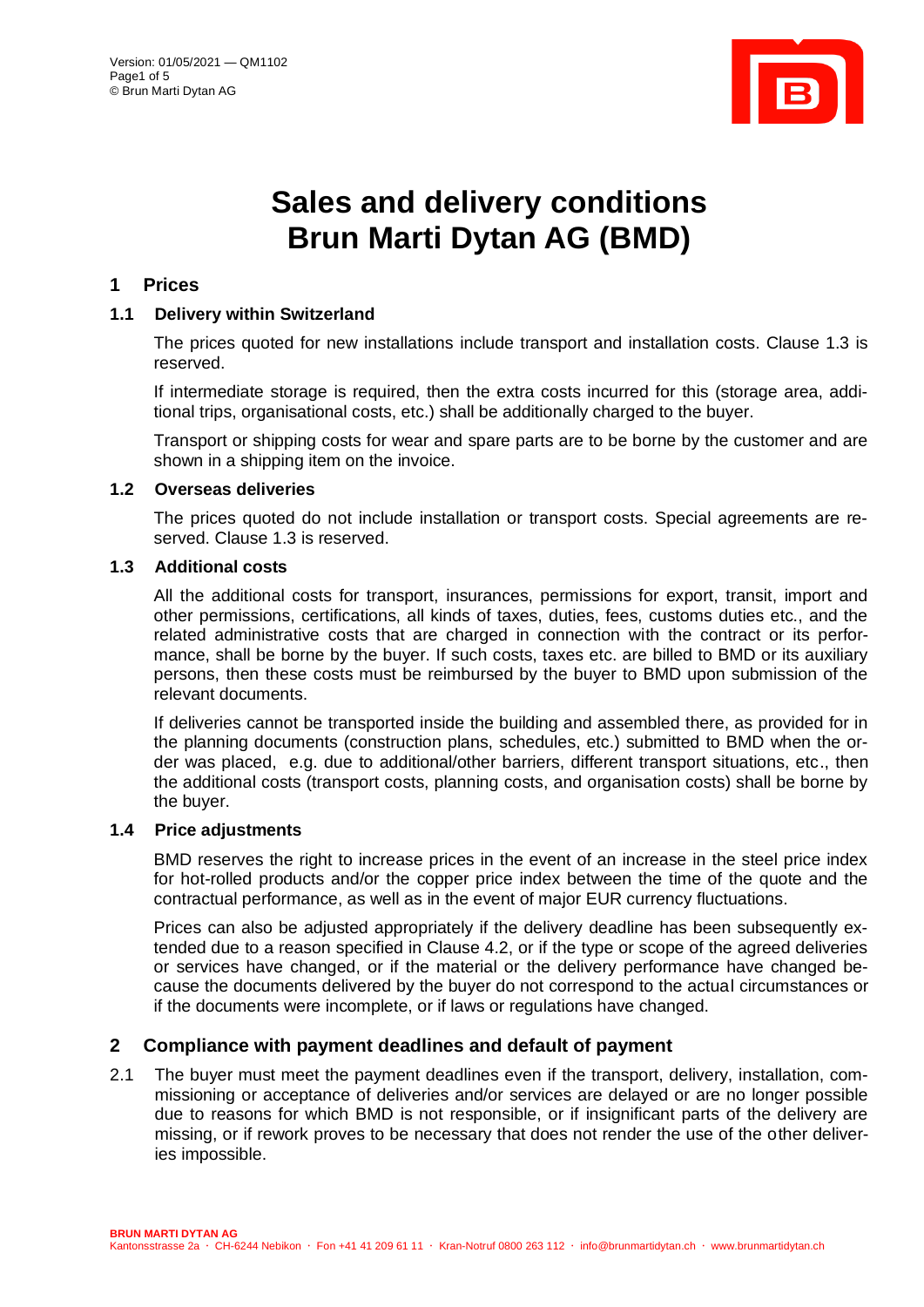# Sales and delivery conditions Brun Marti Dytan AG (BMD)

## 1 Prices

### 1.1 Delivery within Switzerland

The prices quoted for new installations include transport and installation costs. Clause 1.3 is reserved.

If intermediate storage is required, then the extra costs incurred for this (storage area, additional trips, organisational costs, etc.) shall be additionally charged to the buyer.

Transport or shipping costs for wear and spare parts are to be borne by the customer and are shown in a shipping item on the invoice.

### 1.2 Overseas deliveries

The prices quoted do not include installation or transport costs. Special agreements are reserved. Clause 1.3 is reserved.

### 1.3 Additional costs

All the additional costs for transport, insurances, permissions for export, transit, import and other permissions, certifications, all kinds of taxes, duties, fees, customs duties etc., and the related administrative costs that are charged in connection with the contract or its performance, shall be borne by the buyer. If such costs, taxes etc. are billed to BMD or its auxiliary persons, then these costs must be reimbursed by the buyer to BMD upon submission of the relevant documents.

If deliveries cannot be transported inside the building and assembled there, as provided for in the planning documents (construction plans, schedules, etc.) submitted to BMD when the order was placed, e.g. due to additional/other barriers, different transport situations, etc., then the additional costs (transport costs, planning costs, and organisation costs) shall be borne by the buyer.

### 1.4 Price adjustments

BMD reserves the right to increase prices in the event of an increase in the steel price index for hot-rolled products and/or the copper price index between the time of the quote and the contractual performance, as well as in the event of major EUR currency fluctuations.

Prices can also be adjusted appropriately if the delivery deadline has been subsequently extended due to a reason specified in Clause 4.2, or if the type or scope of the agreed deliveries or services have changed, or if the material or the delivery performance have changed because the documents delivered by the buyer do not correspond to the actual circumstances or if the documents were incomplete, or if laws or regulations have changed.

## 2 Compliance with payment deadlines and default of payment

2.1 The buyer must meet the payment deadlines even if the transport, delivery, installation, commissioning or acceptance of deliveries and/or services are delayed or are no longer possible due to reasons for which BMD is not responsible, or if insignificant parts of the delivery are missing, or if rework proves to be necessary that does not render the use of the other deliveries impossible.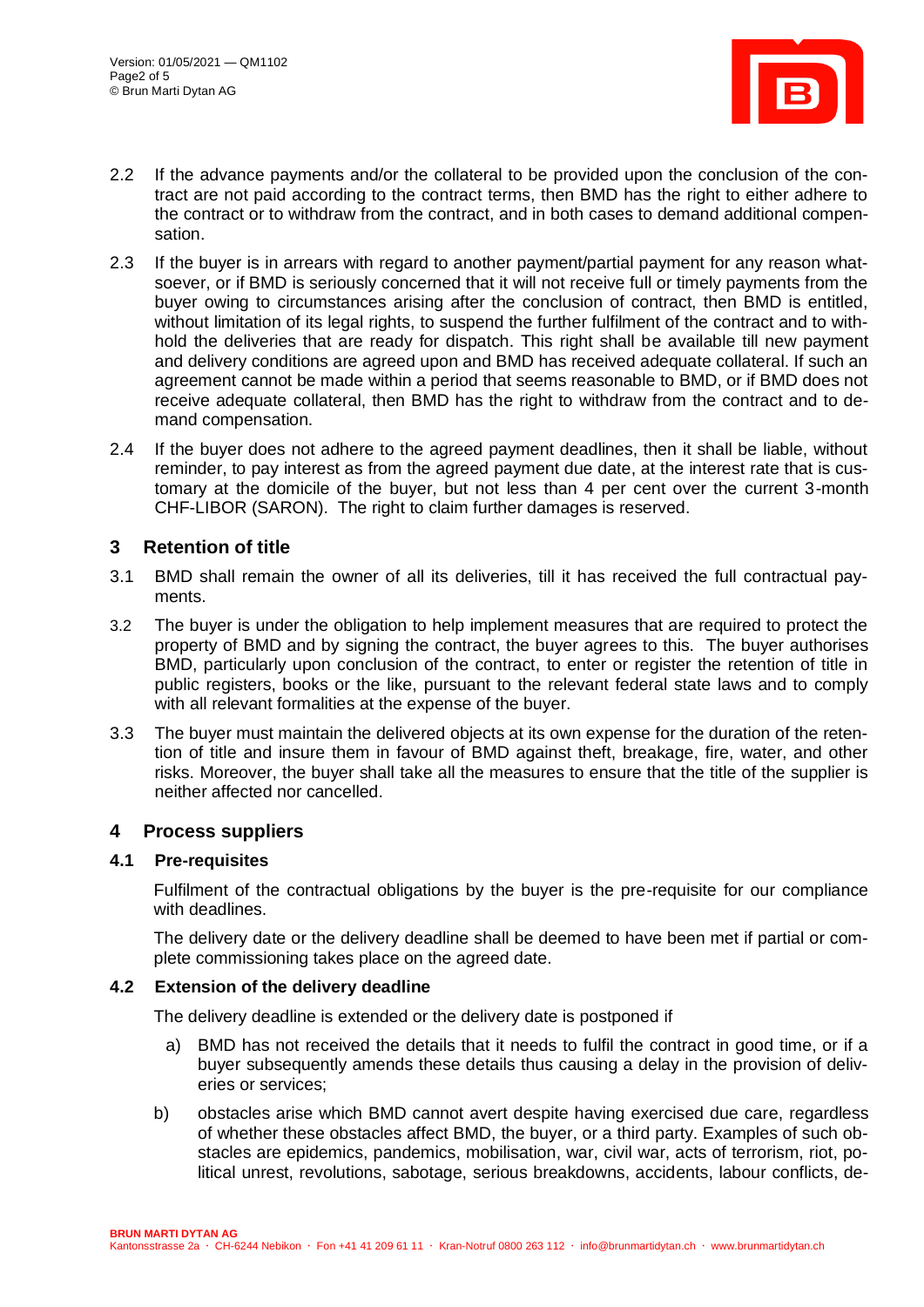2.2 If the advance payments and/or the collateral to be provided upon the conclusion of the contract are not paid according to the contract terms, then BMD has the right to either adhere to the contract or to withdraw from the contract, and in both cases to demand additional compensation.

2.3 If the buyer is in arrears with regard to another payment/partial payment for any reason whatsoever, or if BMD is seriously concerned that it will not receive full or timely payments from the buyer owing to circumstances arising after the conclusion of contract, then BMD is entitled, without limitation of its legal rights, to suspend the further fulfilment of the contract and to withhold the deliveries that are ready for dispatch. This right shall be available till new payment and delivery conditions are agreed upon and BMD has received adequate collateral. If such an agreement cannot be made within a period that seems reasonable to BMD, or if BMD does not receive adequate collateral, then BMD has the right to withdraw from the contract and to demand compensation.

2.4 If the buyer does not adhere to the agreed payment deadlines, then it shall be liable, without reminder, to pay interest as from the agreed payment due date, at the interest rate that is customary at the domicile of the buyer, but not less than 4 per cent over the current 3-month CHF-LIBOR (SARON). The right to claim further damages is reserved.

## 3 Retention of title

3.1 BMD shall remain the owner of all its deliveries, till it has received the full contractual payments.

3.2 The buyer is under the obligation to help implement measures that are required to protect the property of BMD and by signing the contract, the buyer agrees to this. The buyer authorises BMD, particularly upon conclusion of the contract, to enter or register the retention of title in public registers, books or the like, pursuant to the relevant federal state laws and to comply with all relevant formalities at the expense of the buyer.

3.3 The buyer must maintain the delivered objects at its own expense for the duration of the retention of title and insure them in favour of BMD against theft, breakage, fire, water, and other risks. Moreover, the buyer shall take all the measures to ensure that the title of the supplier is neither affected nor cancelled.

## 4 Process suppliers

### 4.1 Pre-requisites

Fulfilment of the contractual obligations by the buyer is the pre-requisite for our compliance with deadlines.

The delivery date or the delivery deadline shall be deemed to have been met if partial or complete commissioning takes place on the agreed date.

### 4.2 Extension of the delivery deadline

The delivery deadline is extended or the delivery date is postponed if

a) BMD has not received the details that it needs to fulfil the contract in good time, or if a buyer subsequently amends these details thus causing a delay in the provision of deliveries or services;

b) obstacles arise which BMD cannot avert despite having exercised due care, regardless of whether these obstacles affect BMD, the buyer, or a third party. Examples of such obstacles are epidemics, pandemics, mobilisation, war, civil war, acts of terrorism, riot, political unrest, revolutions, sabotage, serious breakdowns, accidents, labour conflicts, de-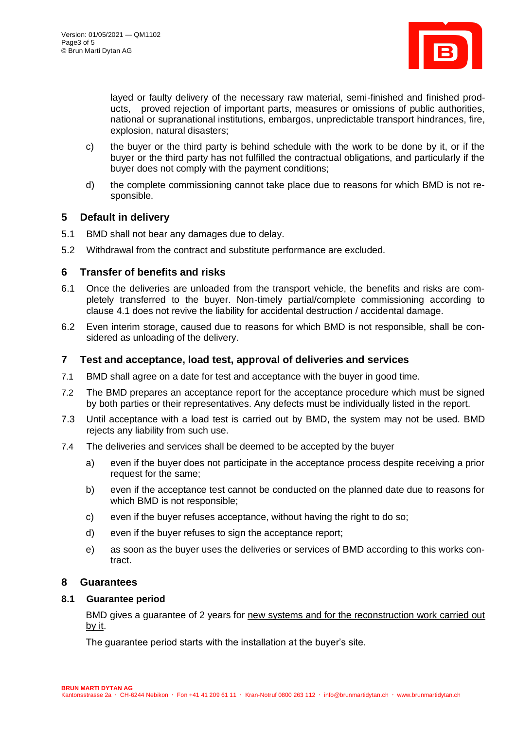layed or faulty delivery of the necessary raw material, semi-finished and finished products, proved rejection of important parts, measures or omissions of public authorities, national or supranational institutions, embargos, unpredictable transport hindrances, fire, explosion, natural disasters;

c) the buyer or the third party is behind schedule with the work to be done by it, or if the buyer or the third party has not fulfilled the contractual obligations, and particularly if the buyer does not comply with the payment conditions;

d) the complete commissioning cannot take place due to reasons for which BMD is not responsible.

## 5 Default in delivery

5.1 BMD shall not bear any damages due to delay.

5.2 Withdrawal from the contract and substitute performance are excluded.

## 6 Transfer of benefits and risks

6.1 Once the deliveries are unloaded from the transport vehicle, the benefits and risks are completely transferred to the buyer. Non-timely partial/complete commissioning according to clause 4.1 does not revive the liability for accidental destruction / accidental damage.

6.2 Even interim storage, caused due to reasons for which BMD is not responsible, shall be considered as unloading of the delivery.

## 7 Test and acceptance, load test, approval of deliveries and services

7.1 BMD shall agree on a date for test and acceptance with the buyer in good time.

7.2 The BMD prepares an acceptance report for the acceptance procedure which must be signed by both parties or their representatives. Any defects must be individually listed in the report.

7.3 Until acceptance with a load test is carried out by BMD, the system may not be used. BMD rejects any liability from such use.

7.4 The deliveries and services shall be deemed to be accepted by the buyer

a) even if the buyer does not participate in the acceptance process despite receiving a prior request for the same;

b) even if the acceptance test cannot be conducted on the planned date due to reasons for which BMD is not responsible;

c) even if the buyer refuses acceptance, without having the right to do so;

d) even if the buyer refuses to sign the acceptance report;

e) as soon as the buyer uses the deliveries or services of BMD according to this works contract.

## 8 Guarantees

### 8.1 Guarantee period

BMD gives a guarantee of 2 years for <u>new systems and for the reconstruction work carried out by it</u>.

The guarantee period starts with the installation at the buyer's site.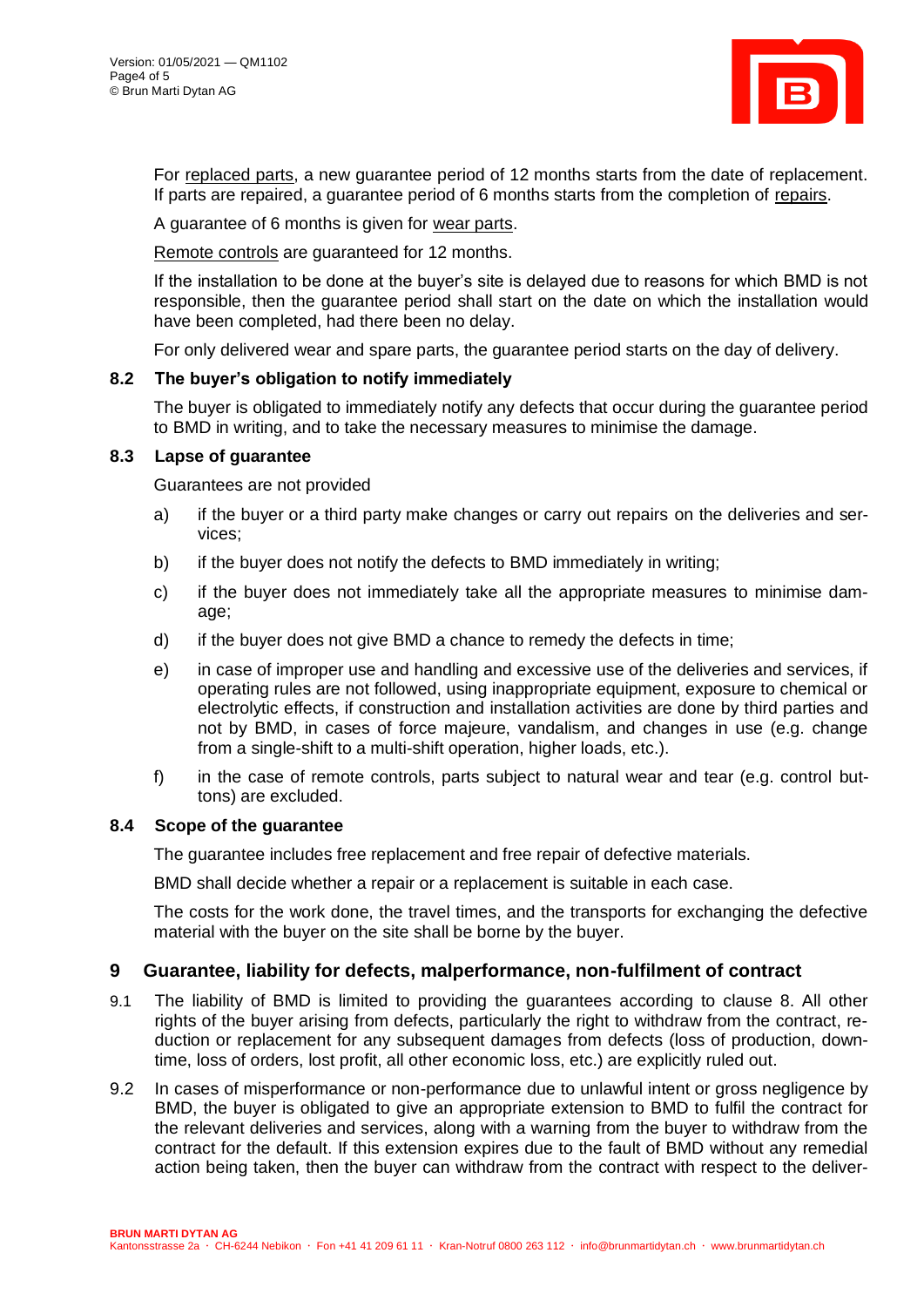For replaced parts, a new guarantee period of 12 months starts from the date of replacement. If parts are repaired, a guarantee period of 6 months starts from the completion of repairs.

A guarantee of 6 months is given for wear parts.

Remote controls are guaranteed for 12 months.

If the installation to be done at the buyer's site is delayed due to reasons for which BMD is not responsible, then the guarantee period shall start on the date on which the installation would have been completed, had there been no delay.

For only delivered wear and spare parts, the guarantee period starts on the day of delivery.

### 8.2 The buyer's obligation to notify immediately

The buyer is obligated to immediately notify any defects that occur during the guarantee period to BMD in writing, and to take the necessary measures to minimise the damage.

### 8.3 Lapse of guarantee

Guarantees are not provided

a) if the buyer or a third party make changes or carry out repairs on the deliveries and services;

b) if the buyer does not notify the defects to BMD immediately in writing;

c) if the buyer does not immediately take all the appropriate measures to minimise damage;

d) if the buyer does not give BMD a chance to remedy the defects in time;

e) in case of improper use and handling and excessive use of the deliveries and services, if operating rules are not followed, using inappropriate equipment, exposure to chemical or electrolytic effects, if construction and installation activities are done by third parties and not by BMD, in cases of force majeure, vandalism, and changes in use (e.g. change from a single-shift to a multi-shift operation, higher loads, etc.).

f) in the case of remote controls, parts subject to natural wear and tear (e.g. control buttons) are excluded.

### 8.4 Scope of the guarantee

The guarantee includes free replacement and free repair of defective materials.

BMD shall decide whether a repair or a replacement is suitable in each case.

The costs for the work done, the travel times, and the transports for exchanging the defective material with the buyer on the site shall be borne by the buyer.

## 9 Guarantee, liability for defects, malperformance, non-fulfilment of contract

9.1 The liability of BMD is limited to providing the guarantees according to clause 8. All other rights of the buyer arising from defects, particularly the right to withdraw from the contract, reduction or replacement for any subsequent damages from defects (loss of production, downtime, loss of orders, lost profit, all other economic loss, etc.) are explicitly ruled out.

9.2 In cases of misperformance or non-performance due to unlawful intent or gross negligence by BMD, the buyer is obligated to give an appropriate extension to BMD to fulfil the contract for the relevant deliveries and services, along with a warning from the buyer to withdraw from the contract for the default. If this extension expires due to the fault of BMD without any remedial action being taken, then the buyer can withdraw from the contract with respect to the deliver-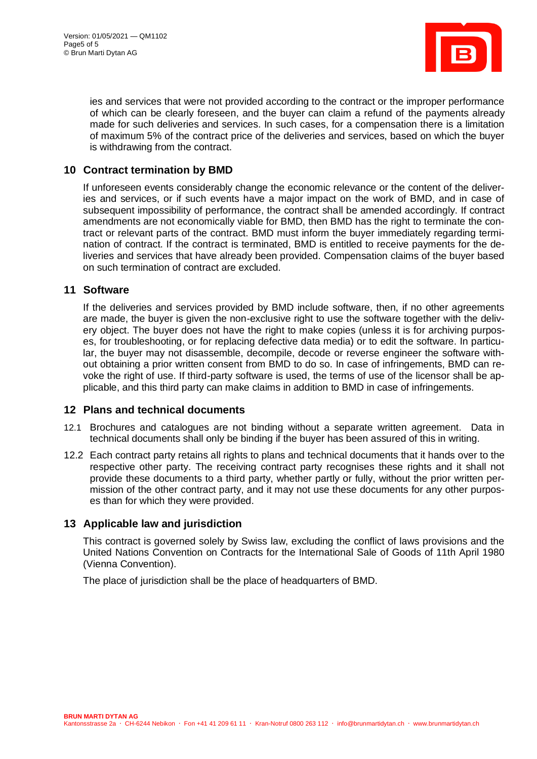ies and services that were not provided according to the contract or the improper performance of which can be clearly foreseen, and the buyer can claim a refund of the payments already made for such deliveries and services. In such cases, for a compensation there is a limitation of maximum 5% of the contract price of the deliveries and services, based on which the buyer is withdrawing from the contract.

## 10 Contract termination by BMD

If unforeseen events considerably change the economic relevance or the content of the deliveries and services, or if such events have a major impact on the work of BMD, and in case of subsequent impossibility of performance, the contract shall be amended accordingly. If contract amendments are not economically viable for BMD, then BMD has the right to terminate the contract or relevant parts of the contract. BMD must inform the buyer immediately regarding termination of contract. If the contract is terminated, BMD is entitled to receive payments for the deliveries and services that have already been provided. Compensation claims of the buyer based on such termination of contract are excluded.

## 11 Software

If the deliveries and services provided by BMD include software, then, if no other agreements are made, the buyer is given the non-exclusive right to use the software together with the delivery object. The buyer does not have the right to make copies (unless it is for archiving purposes, for troubleshooting, or for replacing defective data media) or to edit the software. In particular, the buyer may not disassemble, decompile, decode or reverse engineer the software without obtaining a prior written consent from BMD to do so. In case of infringements, BMD can revoke the right of use. If third-party software is used, the terms of use of the licensor shall be applicable, and this third party can make claims in addition to BMD in case of infringements.

## 12 Plans and technical documents

12.1 Brochures and catalogues are not binding without a separate written agreement. Data in technical documents shall only be binding if the buyer has been assured of this in writing.

12.2 Each contract party retains all rights to plans and technical documents that it hands over to the respective other party. The receiving contract party recognises these rights and it shall not provide these documents to a third party, whether partly or fully, without the prior written permission of the other contract party, and it may not use these documents for any other purposes than for which they were provided.

## 13 Applicable law and jurisdiction

This contract is governed solely by Swiss law, excluding the conflict of laws provisions and the United Nations Convention on Contracts for the International Sale of Goods of 11th April 1980 (Vienna Convention).

The place of jurisdiction shall be the place of headquarters of BMD.